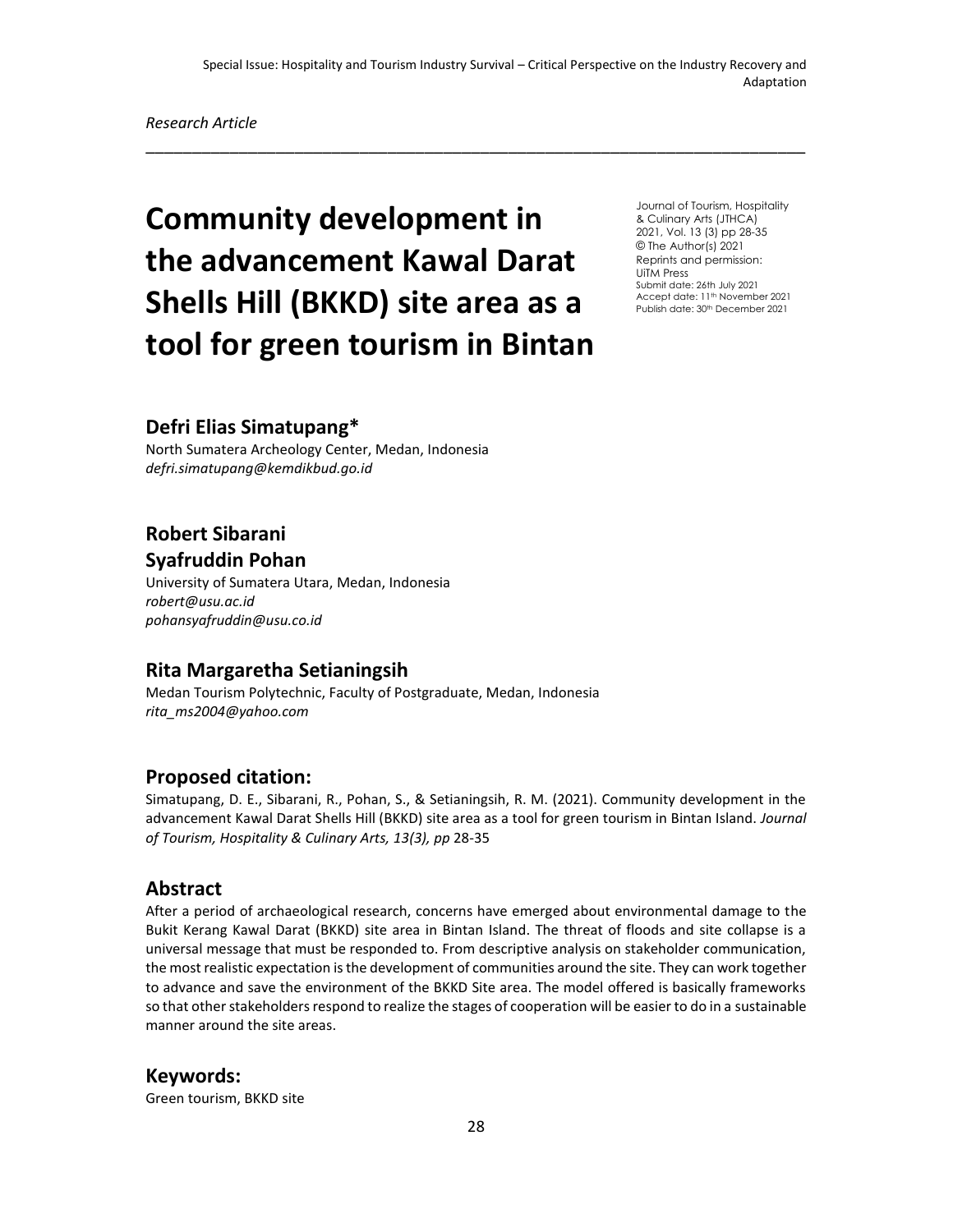*Research Article*

# Community development in the advancement Kawal Darat Shells Hill (BKKD) site area as a tool for green tourism in Bintan

Journal of Tourism, Hospitality & Culinary Arts (JTHCA)
2021, Vol. 13 (3) pp 28-35
© The Author(s) 2021
Reprints and permission: UiTM Press
Submit date: 26th July 2021
Accept date: 11th November 2021
Publish date: 30th December 2021

## Defri Elias Simatupang*

North Sumatera Archeology Center, Medan, Indonesia
*defri.simatupang@kemdikbud.go.id*

## Robert Sibarani
## Syafruddin Pohan

University of Sumatera Utara, Medan, Indonesia
*robert@usu.ac.id*
*pohansyafruddin@usu.co.id*

## Rita Margaretha Setianingsih

Medan Tourism Polytechnic, Faculty of Postgraduate, Medan, Indonesia
*rita_ms2004@yahoo.com*

## Proposed citation:

Simatupang, D. E., Sibarani, R., Pohan, S., & Setianingsih, R. M. (2021). Community development in the advancement Kawal Darat Shells Hill (BKKD) site area as a tool for green tourism in Bintan Island. *Journal of Tourism, Hospitality & Culinary Arts, 13(3), pp* 28-35

## Abstract

After a period of archaeological research, concerns have emerged about environmental damage to the Bukit Kerang Kawal Darat (BKKD) site area in Bintan Island. The threat of floods and site collapse is a universal message that must be responded to. From descriptive analysis on stakeholder communication, the most realistic expectation is the development of communities around the site. They can work together to advance and save the environment of the BKKD Site area. The model offered is basically frameworks so that other stakeholders respond to realize the stages of cooperation will be easier to do in a sustainable manner around the site areas.

## Keywords:

Green tourism, BKKD site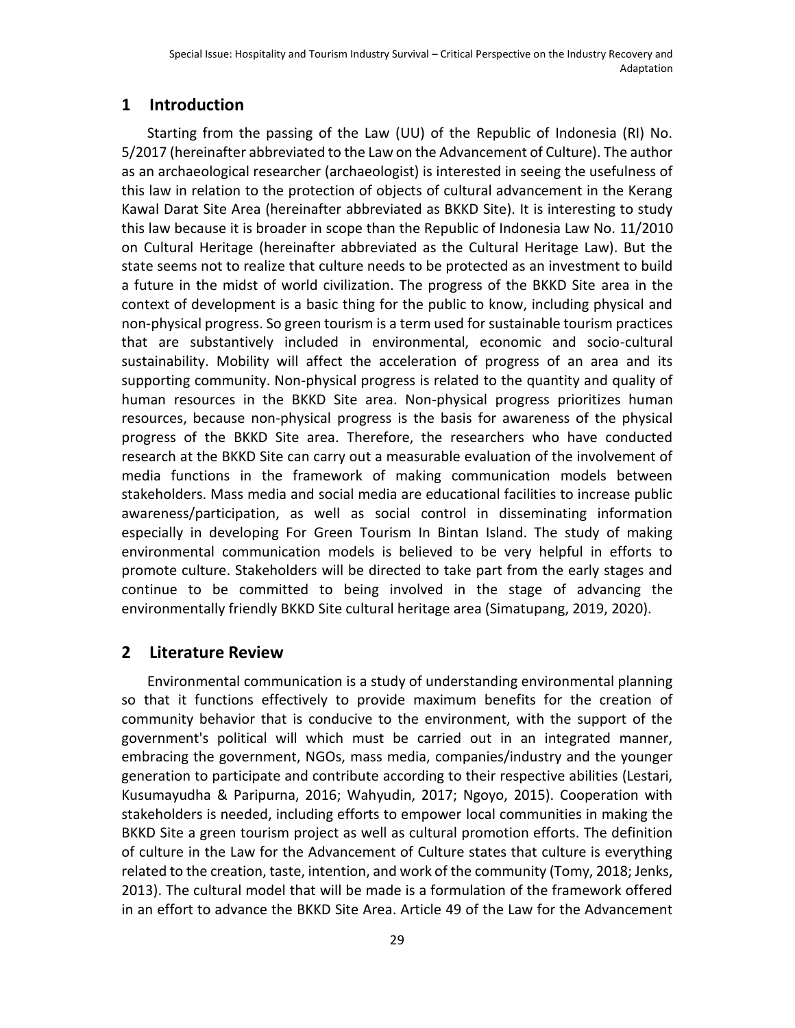## 1 Introduction

Starting from the passing of the Law (UU) of the Republic of Indonesia (RI) No. 5/2017 (hereinafter abbreviated to the Law on the Advancement of Culture). The author as an archaeological researcher (archaeologist) is interested in seeing the usefulness of this law in relation to the protection of objects of cultural advancement in the Kerang Kawal Darat Site Area (hereinafter abbreviated as BKKD Site). It is interesting to study this law because it is broader in scope than the Republic of Indonesia Law No. 11/2010 on Cultural Heritage (hereinafter abbreviated as the Cultural Heritage Law). But the state seems not to realize that culture needs to be protected as an investment to build a future in the midst of world civilization. The progress of the BKKD Site area in the context of development is a basic thing for the public to know, including physical and non-physical progress. So green tourism is a term used for sustainable tourism practices that are substantively included in environmental, economic and socio-cultural sustainability. Mobility will affect the acceleration of progress of an area and its supporting community. Non-physical progress is related to the quantity and quality of human resources in the BKKD Site area. Non-physical progress prioritizes human resources, because non-physical progress is the basis for awareness of the physical progress of the BKKD Site area. Therefore, the researchers who have conducted research at the BKKD Site can carry out a measurable evaluation of the involvement of media functions in the framework of making communication models between stakeholders. Mass media and social media are educational facilities to increase public awareness/participation, as well as social control in disseminating information especially in developing For Green Tourism In Bintan Island. The study of making environmental communication models is believed to be very helpful in efforts to promote culture. Stakeholders will be directed to take part from the early stages and continue to be committed to being involved in the stage of advancing the environmentally friendly BKKD Site cultural heritage area (Simatupang, 2019, 2020).

## 2 Literature Review

Environmental communication is a study of understanding environmental planning so that it functions effectively to provide maximum benefits for the creation of community behavior that is conducive to the environment, with the support of the government's political will which must be carried out in an integrated manner, embracing the government, NGOs, mass media, companies/industry and the younger generation to participate and contribute according to their respective abilities (Lestari, Kusumayudha & Paripurna, 2016; Wahyudin, 2017; Ngoyo, 2015). Cooperation with stakeholders is needed, including efforts to empower local communities in making the BKKD Site a green tourism project as well as cultural promotion efforts. The definition of culture in the Law for the Advancement of Culture states that culture is everything related to the creation, taste, intention, and work of the community (Tomy, 2018; Jenks, 2013). The cultural model that will be made is a formulation of the framework offered in an effort to advance the BKKD Site Area. Article 49 of the Law for the Advancement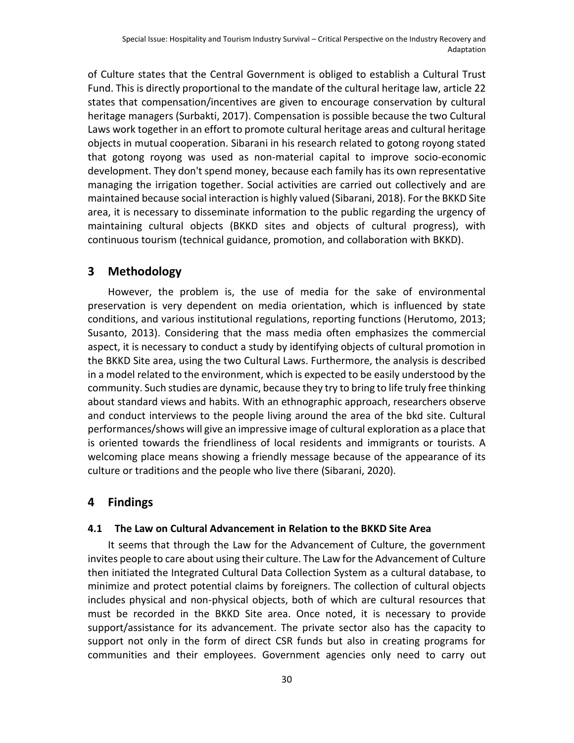of Culture states that the Central Government is obliged to establish a Cultural Trust Fund. This is directly proportional to the mandate of the cultural heritage law, article 22 states that compensation/incentives are given to encourage conservation by cultural heritage managers (Surbakti, 2017). Compensation is possible because the two Cultural Laws work together in an effort to promote cultural heritage areas and cultural heritage objects in mutual cooperation. Sibarani in his research related to gotong royong stated that gotong royong was used as non-material capital to improve socio-economic development. They don't spend money, because each family has its own representative managing the irrigation together. Social activities are carried out collectively and are maintained because social interaction is highly valued (Sibarani, 2018). For the BKKD Site area, it is necessary to disseminate information to the public regarding the urgency of maintaining cultural objects (BKKD sites and objects of cultural progress), with continuous tourism (technical guidance, promotion, and collaboration with BKKD).

## 3 Methodology

However, the problem is, the use of media for the sake of environmental preservation is very dependent on media orientation, which is influenced by state conditions, and various institutional regulations, reporting functions (Herutomo, 2013; Susanto, 2013). Considering that the mass media often emphasizes the commercial aspect, it is necessary to conduct a study by identifying objects of cultural promotion in the BKKD Site area, using the two Cultural Laws. Furthermore, the analysis is described in a model related to the environment, which is expected to be easily understood by the community. Such studies are dynamic, because they try to bring to life truly free thinking about standard views and habits. With an ethnographic approach, researchers observe and conduct interviews to the people living around the area of the bkd site. Cultural performances/shows will give an impressive image of cultural exploration as a place that is oriented towards the friendliness of local residents and immigrants or tourists. A welcoming place means showing a friendly message because of the appearance of its culture or traditions and the people who live there (Sibarani, 2020).

## 4 Findings

### 4.1 The Law on Cultural Advancement in Relation to the BKKD Site Area

It seems that through the Law for the Advancement of Culture, the government invites people to care about using their culture. The Law for the Advancement of Culture then initiated the Integrated Cultural Data Collection System as a cultural database, to minimize and protect potential claims by foreigners. The collection of cultural objects includes physical and non-physical objects, both of which are cultural resources that must be recorded in the BKKD Site area. Once noted, it is necessary to provide support/assistance for its advancement. The private sector also has the capacity to support not only in the form of direct CSR funds but also in creating programs for communities and their employees. Government agencies only need to carry out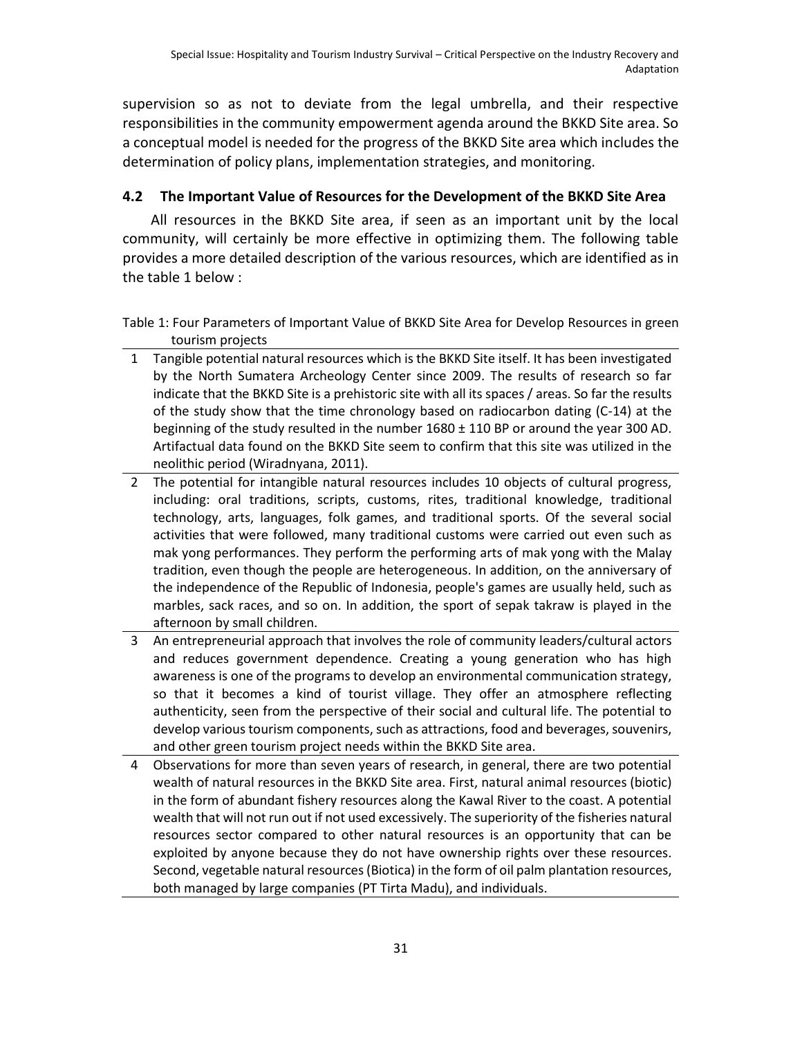supervision so as not to deviate from the legal umbrella, and their respective responsibilities in the community empowerment agenda around the BKKD Site area. So a conceptual model is needed for the progress of the BKKD Site area which includes the determination of policy plans, implementation strategies, and monitoring.

### 4.2 The Important Value of Resources for the Development of the BKKD Site Area

All resources in the BKKD Site area, if seen as an important unit by the local community, will certainly be more effective in optimizing them. The following table provides a more detailed description of the various resources, which are identified as in the table 1 below :

Table 1: Four Parameters of Important Value of BKKD Site Area for Develop Resources in green tourism projects

| | |
|---|---|
| 1 | Tangible potential natural resources which is the BKKD Site itself. It has been investigated by the North Sumatera Archeology Center since 2009. The results of research so far indicate that the BKKD Site is a prehistoric site with all its spaces / areas. So far the results of the study show that the time chronology based on radiocarbon dating (C-14) at the beginning of the study resulted in the number 1680 ± 110 BP or around the year 300 AD. Artifactual data found on the BKKD Site seem to confirm that this site was utilized in the neolithic period (Wiradnyana, 2011). |
| 2 | The potential for intangible natural resources includes 10 objects of cultural progress, including: oral traditions, scripts, customs, rites, traditional knowledge, traditional technology, arts, languages, folk games, and traditional sports. Of the several social activities that were followed, many traditional customs were carried out even such as mak yong performances. They perform the performing arts of mak yong with the Malay tradition, even though the people are heterogeneous. In addition, on the anniversary of the independence of the Republic of Indonesia, people's games are usually held, such as marbles, sack races, and so on. In addition, the sport of sepak takraw is played in the afternoon by small children. |
| 3 | An entrepreneurial approach that involves the role of community leaders/cultural actors and reduces government dependence. Creating a young generation who has high awareness is one of the programs to develop an environmental communication strategy, so that it becomes a kind of tourist village. They offer an atmosphere reflecting authenticity, seen from the perspective of their social and cultural life. The potential to develop various tourism components, such as attractions, food and beverages, souvenirs, and other green tourism project needs within the BKKD Site area. |
| 4 | Observations for more than seven years of research, in general, there are two potential wealth of natural resources in the BKKD Site area. First, natural animal resources (biotic) in the form of abundant fishery resources along the Kawal River to the coast. A potential wealth that will not run out if not used excessively. The superiority of the fisheries natural resources sector compared to other natural resources is an opportunity that can be exploited by anyone because they do not have ownership rights over these resources. Second, vegetable natural resources (Biotica) in the form of oil palm plantation resources, both managed by large companies (PT Tirta Madu), and individuals. |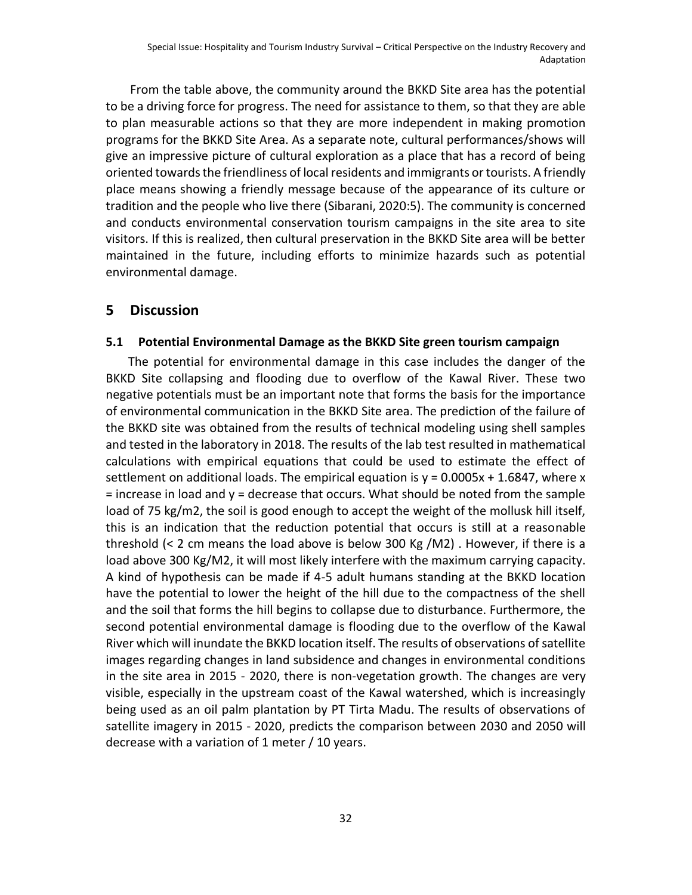From the table above, the community around the BKKD Site area has the potential to be a driving force for progress. The need for assistance to them, so that they are able to plan measurable actions so that they are more independent in making promotion programs for the BKKD Site Area. As a separate note, cultural performances/shows will give an impressive picture of cultural exploration as a place that has a record of being oriented towards the friendliness of local residents and immigrants or tourists. A friendly place means showing a friendly message because of the appearance of its culture or tradition and the people who live there (Sibarani, 2020:5). The community is concerned and conducts environmental conservation tourism campaigns in the site area to site visitors. If this is realized, then cultural preservation in the BKKD Site area will be better maintained in the future, including efforts to minimize hazards such as potential environmental damage.

## 5 Discussion

### 5.1 Potential Environmental Damage as the BKKD Site green tourism campaign

The potential for environmental damage in this case includes the danger of the BKKD Site collapsing and flooding due to overflow of the Kawal River. These two negative potentials must be an important note that forms the basis for the importance of environmental communication in the BKKD Site area. The prediction of the failure of the BKKD site was obtained from the results of technical modeling using shell samples and tested in the laboratory in 2018. The results of the lab test resulted in mathematical calculations with empirical equations that could be used to estimate the effect of settlement on additional loads. The empirical equation is $y = 0.0005x + 1.6847$, where $x$ = increase in load and $y$ = decrease that occurs. What should be noted from the sample load of 75 kg/m2, the soil is good enough to accept the weight of the mollusk hill itself, this is an indication that the reduction potential that occurs is still at a reasonable threshold (< 2 cm means the load above is below 300 Kg /M2) . However, if there is a load above 300 Kg/M2, it will most likely interfere with the maximum carrying capacity. A kind of hypothesis can be made if 4-5 adult humans standing at the BKKD location have the potential to lower the height of the hill due to the compactness of the shell and the soil that forms the hill begins to collapse due to disturbance. Furthermore, the second potential environmental damage is flooding due to the overflow of the Kawal River which will inundate the BKKD location itself. The results of observations of satellite images regarding changes in land subsidence and changes in environmental conditions in the site area in 2015 - 2020, there is non-vegetation growth. The changes are very visible, especially in the upstream coast of the Kawal watershed, which is increasingly being used as an oil palm plantation by PT Tirta Madu. The results of observations of satellite imagery in 2015 - 2020, predicts the comparison between 2030 and 2050 will decrease with a variation of 1 meter / 10 years.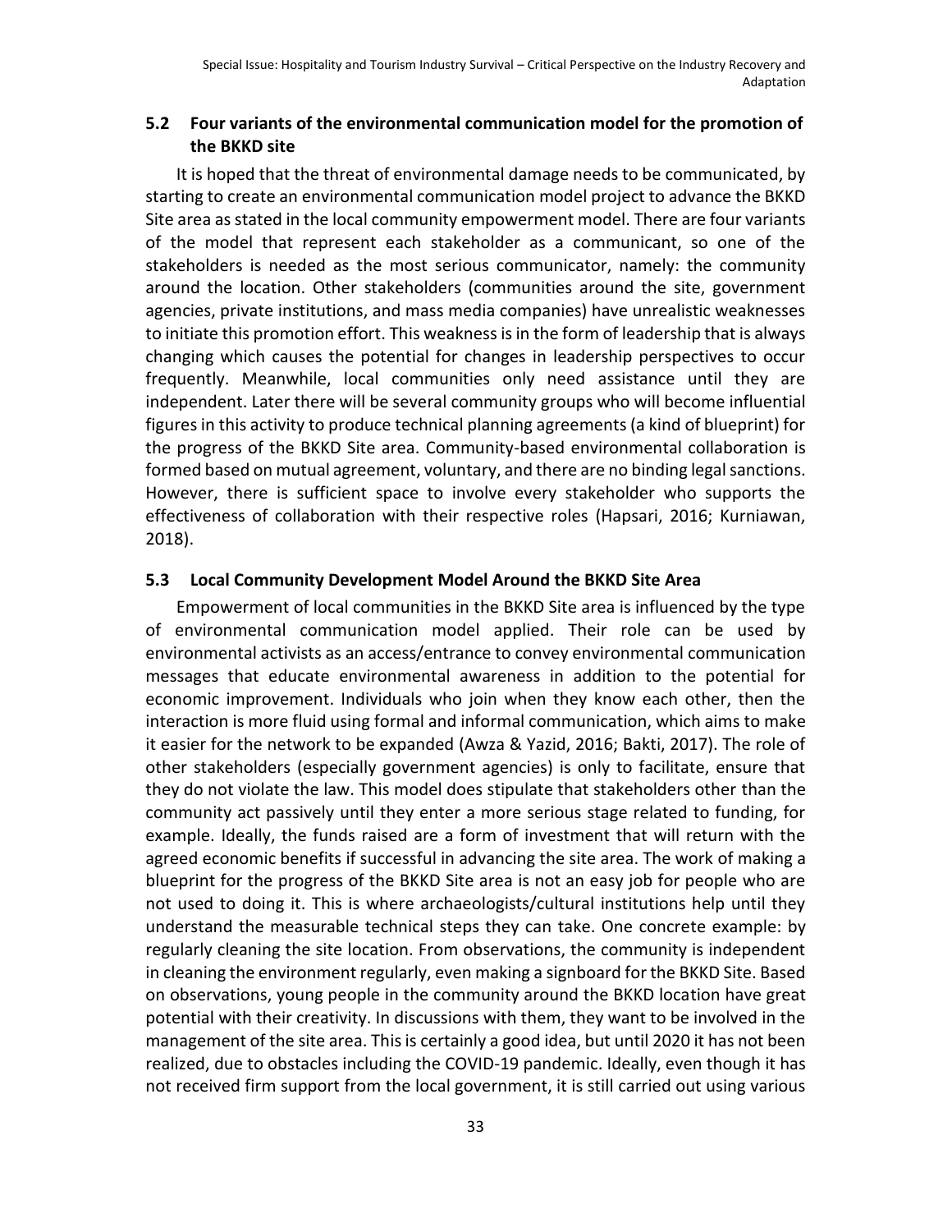## 5.2 Four variants of the environmental communication model for the promotion of the BKKD site

It is hoped that the threat of environmental damage needs to be communicated, by starting to create an environmental communication model project to advance the BKKD Site area as stated in the local community empowerment model. There are four variants of the model that represent each stakeholder as a communicant, so one of the stakeholders is needed as the most serious communicator, namely: the community around the location. Other stakeholders (communities around the site, government agencies, private institutions, and mass media companies) have unrealistic weaknesses to initiate this promotion effort. This weakness is in the form of leadership that is always changing which causes the potential for changes in leadership perspectives to occur frequently. Meanwhile, local communities only need assistance until they are independent. Later there will be several community groups who will become influential figures in this activity to produce technical planning agreements (a kind of blueprint) for the progress of the BKKD Site area. Community-based environmental collaboration is formed based on mutual agreement, voluntary, and there are no binding legal sanctions. However, there is sufficient space to involve every stakeholder who supports the effectiveness of collaboration with their respective roles (Hapsari, 2016; Kurniawan, 2018).

## 5.3 Local Community Development Model Around the BKKD Site Area

Empowerment of local communities in the BKKD Site area is influenced by the type of environmental communication model applied. Their role can be used by environmental activists as an access/entrance to convey environmental communication messages that educate environmental awareness in addition to the potential for economic improvement. Individuals who join when they know each other, then the interaction is more fluid using formal and informal communication, which aims to make it easier for the network to be expanded (Awza & Yazid, 2016; Bakti, 2017). The role of other stakeholders (especially government agencies) is only to facilitate, ensure that they do not violate the law. This model does stipulate that stakeholders other than the community act passively until they enter a more serious stage related to funding, for example. Ideally, the funds raised are a form of investment that will return with the agreed economic benefits if successful in advancing the site area. The work of making a blueprint for the progress of the BKKD Site area is not an easy job for people who are not used to doing it. This is where archaeologists/cultural institutions help until they understand the measurable technical steps they can take. One concrete example: by regularly cleaning the site location. From observations, the community is independent in cleaning the environment regularly, even making a signboard for the BKKD Site. Based on observations, young people in the community around the BKKD location have great potential with their creativity. In discussions with them, they want to be involved in the management of the site area. This is certainly a good idea, but until 2020 it has not been realized, due to obstacles including the COVID-19 pandemic. Ideally, even though it has not received firm support from the local government, it is still carried out using various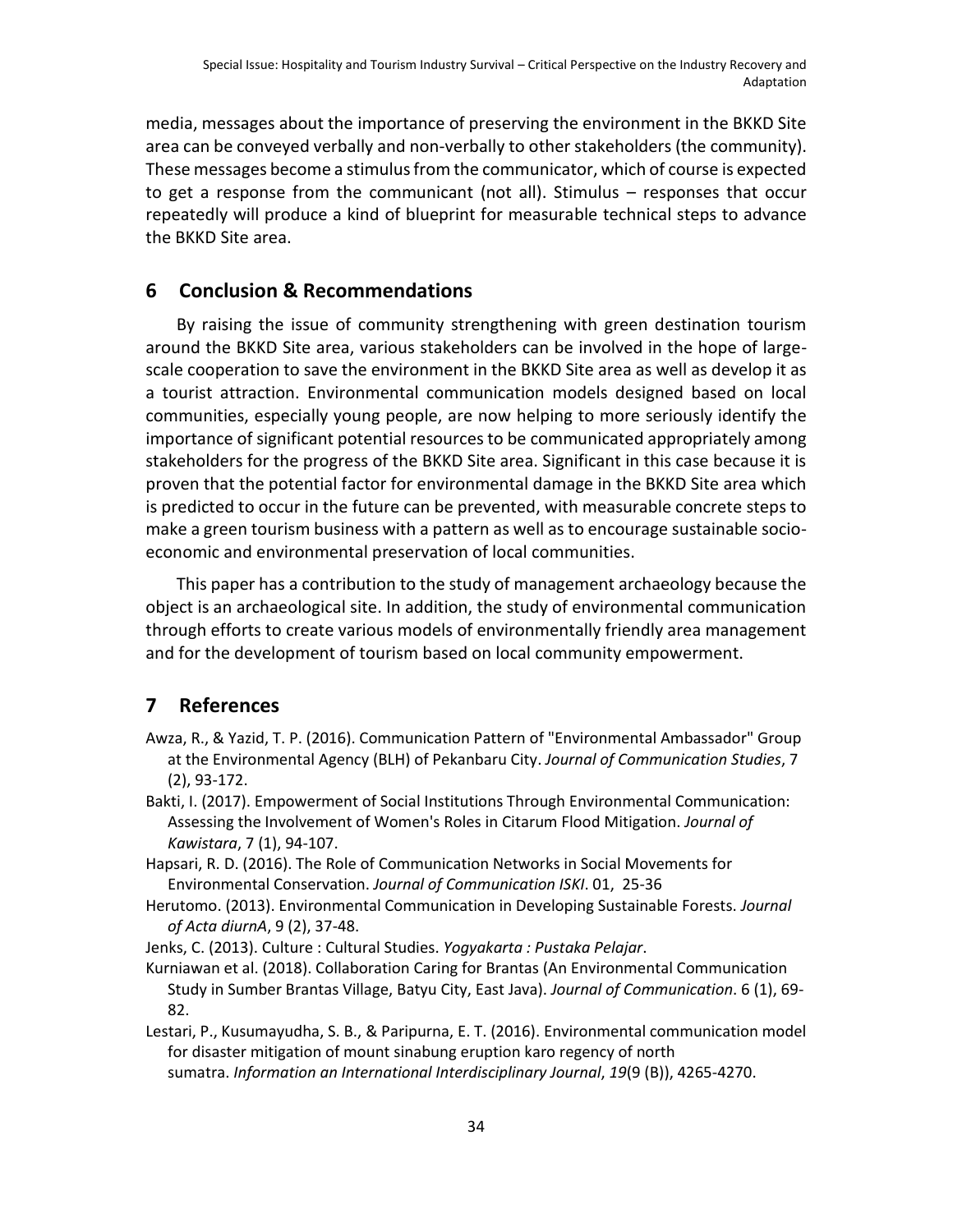media, messages about the importance of preserving the environment in the BKKD Site area can be conveyed verbally and non-verbally to other stakeholders (the community). These messages become a stimulus from the communicator, which of course is expected to get a response from the communicant (not all). Stimulus – responses that occur repeatedly will produce a kind of blueprint for measurable technical steps to advance the BKKD Site area.

## 6 Conclusion & Recommendations

By raising the issue of community strengthening with green destination tourism around the BKKD Site area, various stakeholders can be involved in the hope of large-scale cooperation to save the environment in the BKKD Site area as well as develop it as a tourist attraction. Environmental communication models designed based on local communities, especially young people, are now helping to more seriously identify the importance of significant potential resources to be communicated appropriately among stakeholders for the progress of the BKKD Site area. Significant in this case because it is proven that the potential factor for environmental damage in the BKKD Site area which is predicted to occur in the future can be prevented, with measurable concrete steps to make a green tourism business with a pattern as well as to encourage sustainable socio-economic and environmental preservation of local communities.

This paper has a contribution to the study of management archaeology because the object is an archaeological site. In addition, the study of environmental communication through efforts to create various models of environmentally friendly area management and for the development of tourism based on local community empowerment.

## 7 References

Awza, R., & Yazid, T. P. (2016). Communication Pattern of "Environmental Ambassador" Group at the Environmental Agency (BLH) of Pekanbaru City. *Journal of Communication Studies*, 7 (2), 93-172.

Bakti, I. (2017). Empowerment of Social Institutions Through Environmental Communication: Assessing the Involvement of Women's Roles in Citarum Flood Mitigation. *Journal of Kawistara*, 7 (1), 94-107.

Hapsari, R. D. (2016). The Role of Communication Networks in Social Movements for Environmental Conservation. *Journal of Communication ISKI*. 01, 25-36

Herutomo. (2013). Environmental Communication in Developing Sustainable Forests. *Journal of Acta diurnA*, 9 (2), 37-48.

Jenks, C. (2013). Culture : Cultural Studies. *Yogyakarta : Pustaka Pelajar*.

Kurniawan et al. (2018). Collaboration Caring for Brantas (An Environmental Communication Study in Sumber Brantas Village, Batyu City, East Java). *Journal of Communication*. 6 (1), 69-82.

Lestari, P., Kusumayudha, S. B., & Paripurna, E. T. (2016). Environmental communication model for disaster mitigation of mount sinabung eruption karo regency of north sumatra. *Information an International Interdisciplinary Journal*, *19*(9 (B)), 4265-4270.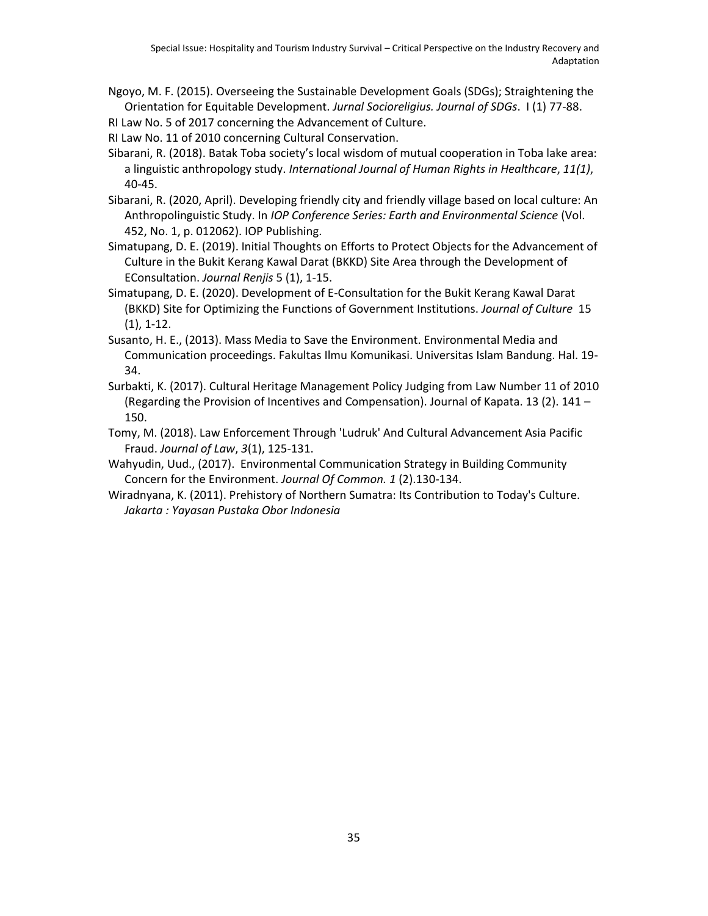Ngoyo, M. F. (2015). Overseeing the Sustainable Development Goals (SDGs); Straightening the Orientation for Equitable Development. *Jurnal Socioreligius. Journal of SDGs*. I (1) 77-88.

RI Law No. 5 of 2017 concerning the Advancement of Culture.

RI Law No. 11 of 2010 concerning Cultural Conservation.

Sibarani, R. (2018). Batak Toba society's local wisdom of mutual cooperation in Toba lake area: a linguistic anthropology study. *International Journal of Human Rights in Healthcare*, *11(1)*, 40-45.

Sibarani, R. (2020, April). Developing friendly city and friendly village based on local culture: An Anthropolinguistic Study. In *IOP Conference Series: Earth and Environmental Science* (Vol. 452, No. 1, p. 012062). IOP Publishing.

Simatupang, D. E. (2019). Initial Thoughts on Efforts to Protect Objects for the Advancement of Culture in the Bukit Kerang Kawal Darat (BKKD) Site Area through the Development of EConsultation. *Journal Renjis* 5 (1), 1-15.

Simatupang, D. E. (2020). Development of E-Consultation for the Bukit Kerang Kawal Darat (BKKD) Site for Optimizing the Functions of Government Institutions. *Journal of Culture* 15 (1), 1-12.

Susanto, H. E., (2013). Mass Media to Save the Environment. Environmental Media and Communication proceedings. Fakultas Ilmu Komunikasi. Universitas Islam Bandung. Hal. 19-34.

Surbakti, K. (2017). Cultural Heritage Management Policy Judging from Law Number 11 of 2010 (Regarding the Provision of Incentives and Compensation). Journal of Kapata. 13 (2). 141 – 150.

Tomy, M. (2018). Law Enforcement Through 'Ludruk' And Cultural Advancement Asia Pacific Fraud. *Journal of Law*, *3*(1), 125-131.

Wahyudin, Uud., (2017). Environmental Communication Strategy in Building Community Concern for the Environment. *Journal Of Common. 1* (2).130-134.

Wiradnyana, K. (2011). Prehistory of Northern Sumatra: Its Contribution to Today's Culture. *Jakarta : Yayasan Pustaka Obor Indonesia*